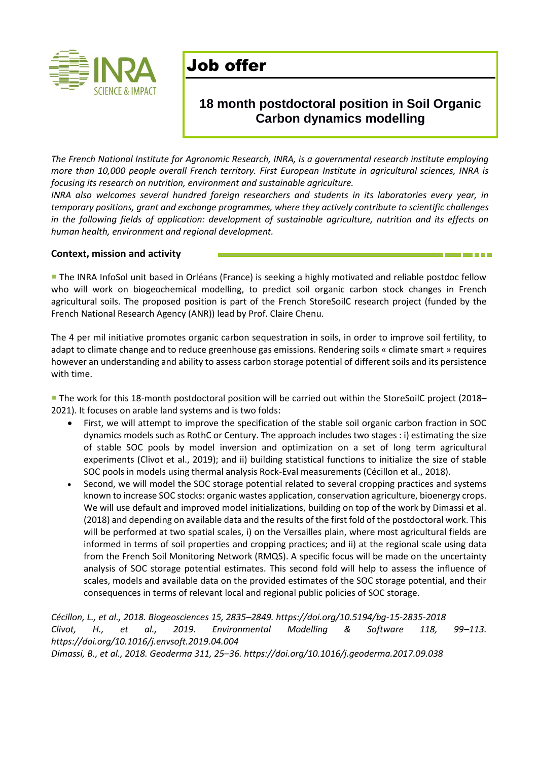# Job offer

## 18 month postdoctoral position in Soil Organic Carbon dynamics modelling

*The French National Institute for Agronomic Research, INRA, is a governmental research institute employing more than 10,000 people overall French territory. First European Institute in agricultural sciences, INRA is focusing its research on nutrition, environment and sustainable agriculture.*
*INRA also welcomes several hundred foreign researchers and students in its laboratories every year, in temporary positions, grant and exchange programmes, where they actively contribute to scientific challenges in the following fields of application: development of sustainable agriculture, nutrition and its effects on human health, environment and regional development.*

**Context, mission and activity**

▪ The INRA InfoSol unit based in Orléans (France) is seeking a highly motivated and reliable postdoc fellow who will work on biogeochemical modelling, to predict soil organic carbon stock changes in French agricultural soils. The proposed position is part of the French StoreSoilC research project (funded by the French National Research Agency (ANR)) lead by Prof. Claire Chenu.

The 4 per mil initiative promotes organic carbon sequestration in soils, in order to improve soil fertility, to adapt to climate change and to reduce greenhouse gas emissions. Rendering soils « climate smart » requires however an understanding and ability to assess carbon storage potential of different soils and its persistence with time.

▪ The work for this 18-month postdoctoral position will be carried out within the StoreSoilC project (2018–2021). It focuses on arable land systems and is two folds:

- First, we will attempt to improve the specification of the stable soil organic carbon fraction in SOC dynamics models such as RothC or Century. The approach includes two stages : i) estimating the size of stable SOC pools by model inversion and optimization on a set of long term agricultural experiments (Clivot et al., 2019); and ii) building statistical functions to initialize the size of stable SOC pools in models using thermal analysis Rock-Eval measurements (Cécillon et al., 2018).
- Second, we will model the SOC storage potential related to several cropping practices and systems known to increase SOC stocks: organic wastes application, conservation agriculture, bioenergy crops. We will use default and improved model initializations, building on top of the work by Dimassi et al. (2018) and depending on available data and the results of the first fold of the postdoctoral work. This will be performed at two spatial scales, i) on the Versailles plain, where most agricultural fields are informed in terms of soil properties and cropping practices; and ii) at the regional scale using data from the French Soil Monitoring Network (RMQS). A specific focus will be made on the uncertainty analysis of SOC storage potential estimates. This second fold will help to assess the influence of scales, models and available data on the provided estimates of the SOC storage potential, and their consequences in terms of relevant local and regional public policies of SOC storage.

*Cécillon, L., et al., 2018. Biogeosciences 15, 2835–2849. https://doi.org/10.5194/bg-15-2835-2018*
*Clivot, H., et al., 2019. Environmental Modelling & Software 118, 99–113. https://doi.org/10.1016/j.envsoft.2019.04.004*
*Dimassi, B., et al., 2018. Geoderma 311, 25–36. https://doi.org/10.1016/j.geoderma.2017.09.038*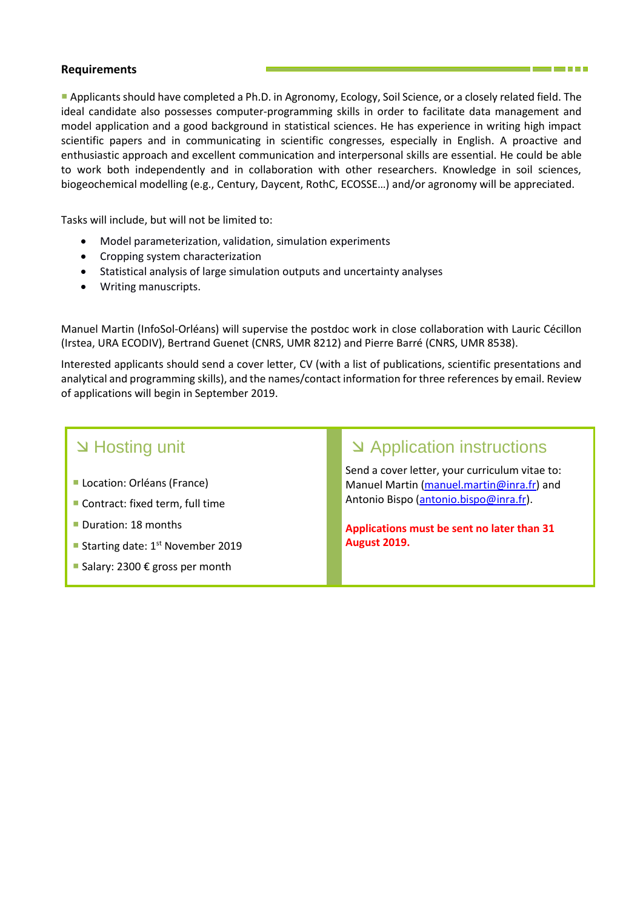## Requirements

- Applicants should have completed a Ph.D. in Agronomy, Ecology, Soil Science, or a closely related field. The ideal candidate also possesses computer-programming skills in order to facilitate data management and model application and a good background in statistical sciences. He has experience in writing high impact scientific papers and in communicating in scientific congresses, especially in English. A proactive and enthusiastic approach and excellent communication and interpersonal skills are essential. He could be able to work both independently and in collaboration with other researchers. Knowledge in soil sciences, biogeochemical modelling (e.g., Century, Daycent, RothC, ECOSSE…) and/or agronomy will be appreciated.

Tasks will include, but will not be limited to:

- Model parameterization, validation, simulation experiments
- Cropping system characterization
- Statistical analysis of large simulation outputs and uncertainty analyses
- Writing manuscripts.

Manuel Martin (InfoSol-Orléans) will supervise the postdoc work in close collaboration with Lauric Cécillon (Irstea, URA ECODIV), Bertrand Guenet (CNRS, UMR 8212) and Pierre Barré (CNRS, UMR 8538).

Interested applicants should send a cover letter, CV (with a list of publications, scientific presentations and analytical and programming skills), and the names/contact information for three references by email. Review of applications will begin in September 2019.

## ↘ Hosting unit

- Location: Orléans (France)
- Contract: fixed term, full time
- Duration: 18 months
- Starting date: 1st November 2019
- Salary: 2300 € gross per month

## ↘ Application instructions

Send a cover letter, your curriculum vitae to: Manuel Martin (manuel.martin@inra.fr) and Antonio Bispo (antonio.bispo@inra.fr).

**Applications must be sent no later than 31 August 2019.**